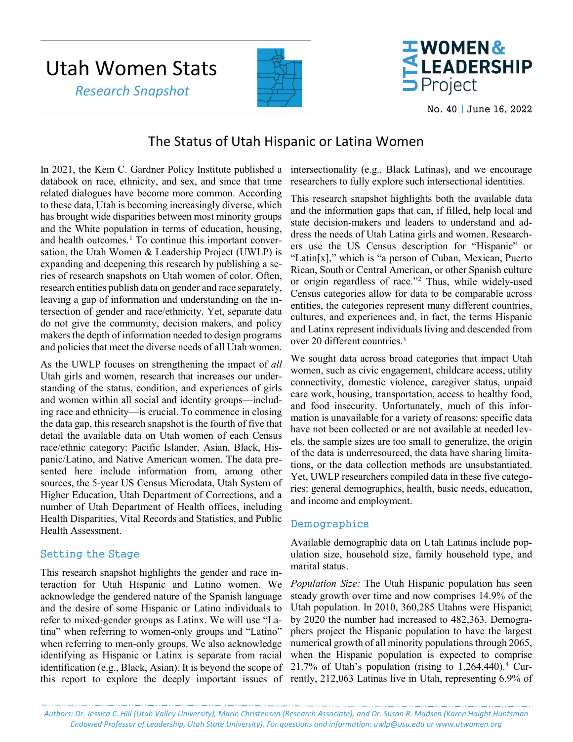# Utah Women Stats

*Research Snapshot*

UTAH WOMEN & LEADERSHIP Project

No. 40 | June 16, 2022

## The Status of Utah Hispanic or Latina Women

In 2021, the Kem C. Gardner Policy Institute published a databook on race, ethnicity, and sex, and since that time related dialogues have become more common. According to these data, Utah is becoming increasingly diverse, which has brought wide disparities between most minority groups and the White population in terms of education, housing, and health outcomes.[1] To continue this important conversation, the Utah Women & Leadership Project (UWLP) is expanding and deepening this research by publishing a series of research snapshots on Utah women of color. Often, research entities publish data on gender and race separately, leaving a gap of information and understanding on the intersection of gender and race/ethnicity. Yet, separate data do not give the community, decision makers, and policy makers the depth of information needed to design programs and policies that meet the diverse needs of all Utah women.

As the UWLP focuses on strengthening the impact of *all* Utah girls and women, research that increases our understanding of the status, condition, and experiences of girls and women within all social and identity groups—including race and ethnicity—is crucial. To commence in closing the data gap, this research snapshot is the fourth of five that detail the available data on Utah women of each Census race/ethnic category: Pacific Islander, Asian, Black, Hispanic/Latino, and Native American women. The data presented here include information from, among other sources, the 5-year US Census Microdata, Utah System of Higher Education, Utah Department of Corrections, and a number of Utah Department of Health offices, including Health Disparities, Vital Records and Statistics, and Public Health Assessment.

### Setting the Stage

This research snapshot highlights the gender and race interaction for Utah Hispanic and Latino women. We acknowledge the gendered nature of the Spanish language and the desire of some Hispanic or Latino individuals to refer to mixed-gender groups as Latinx. We will use "Latina" when referring to women-only groups and "Latino" when referring to men-only groups. We also acknowledge identifying as Hispanic or Latinx is separate from racial identification (e.g., Black, Asian). It is beyond the scope of this report to explore the deeply important issues of intersectionality (e.g., Black Latinas), and we encourage researchers to fully explore such intersectional identities.

This research snapshot highlights both the available data and the information gaps that can, if filled, help local and state decision-makers and leaders to understand and address the needs of Utah Latina girls and women. Researchers use the US Census description for "Hispanic" or "Latin[x]," which is "a person of Cuban, Mexican, Puerto Rican, South or Central American, or other Spanish culture or origin regardless of race."[2] Thus, while widely-used Census categories allow for data to be comparable across entities, the categories represent many different countries, cultures, and experiences and, in fact, the terms Hispanic and Latinx represent individuals living and descended from over 20 different countries.[3]

We sought data across broad categories that impact Utah women, such as civic engagement, childcare access, utility connectivity, domestic violence, caregiver status, unpaid care work, housing, transportation, access to healthy food, and food insecurity. Unfortunately, much of this information is unavailable for a variety of reasons: specific data have not been collected or are not available at needed levels, the sample sizes are too small to generalize, the origin of the data is underresourced, the data have sharing limitations, or the data collection methods are unsubstantiated. Yet, UWLP researchers compiled data in these five categories: general demographics, health, basic needs, education, and income and employment.

### Demographics

Available demographic data on Utah Latinas include population size, household size, family household type, and marital status.

*Population Size:* The Utah Hispanic population has seen steady growth over time and now comprises 14.9% of the Utah population. In 2010, 360,285 Utahns were Hispanic; by 2020 the number had increased to 482,363. Demographers project the Hispanic population to have the largest numerical growth of all minority populations through 2065, when the Hispanic population is expected to comprise 21.7% of Utah's population (rising to 1,264,440).[4] Currently, 212,063 Latinas live in Utah, representing 6.9% of

*Authors: Dr. Jessica C. Hill (Utah Valley University), Marin Christensen (Research Associate), and Dr. Susan R. Madsen (Karen Haight Huntsman Endowed Professor of Leadership, Utah State University). For questions and information: uwlp@usu.edu or www.utwomen.org*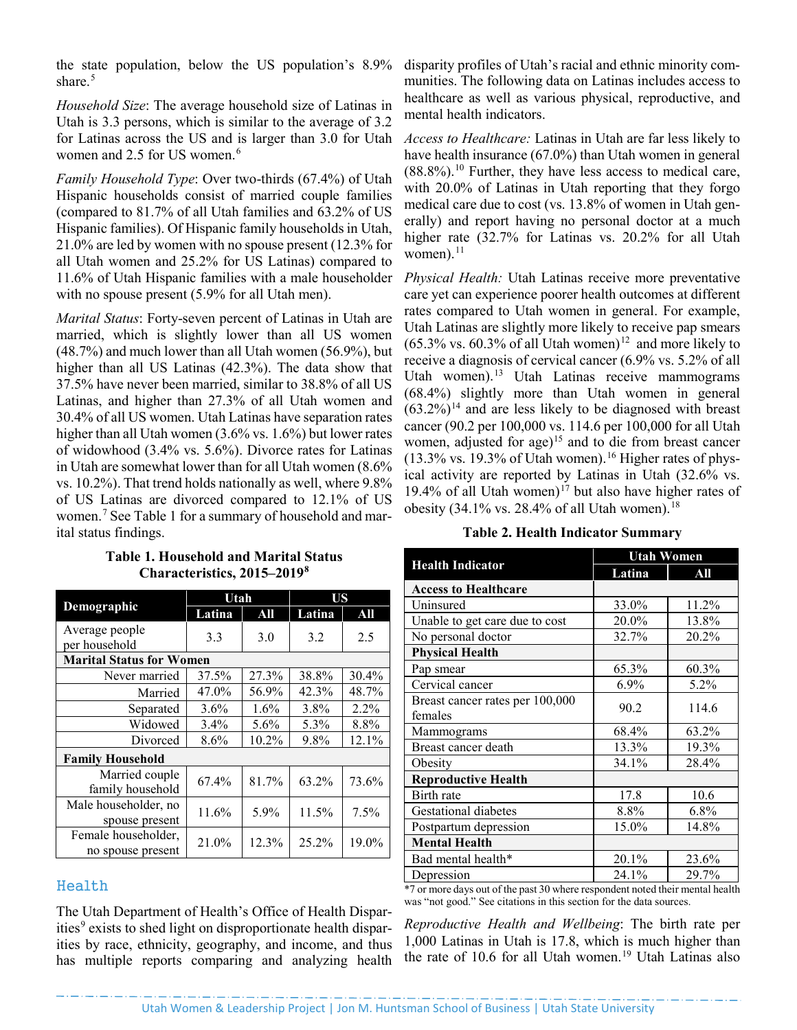the state population, below the US population's 8.9% share.[5]

*Household Size*: The average household size of Latinas in Utah is 3.3 persons, which is similar to the average of 3.2 for Latinas across the US and is larger than 3.0 for Utah women and 2.5 for US women.[6]

*Family Household Type*: Over two-thirds (67.4%) of Utah Hispanic households consist of married couple families (compared to 81.7% of all Utah families and 63.2% of US Hispanic families). Of Hispanic family households in Utah, 21.0% are led by women with no spouse present (12.3% for all Utah women and 25.2% for US Latinas) compared to 11.6% of Utah Hispanic families with a male householder with no spouse present (5.9% for all Utah men).

*Marital Status*: Forty-seven percent of Latinas in Utah are married, which is slightly lower than all US women (48.7%) and much lower than all Utah women (56.9%), but higher than all US Latinas (42.3%). The data show that 37.5% have never been married, similar to 38.8% of all US Latinas, and higher than 27.3% of all Utah women and 30.4% of all US women. Utah Latinas have separation rates higher than all Utah women (3.6% vs. 1.6%) but lower rates of widowhood (3.4% vs. 5.6%). Divorce rates for Latinas in Utah are somewhat lower than for all Utah women (8.6% vs. 10.2%). That trend holds nationally as well, where 9.8% of US Latinas are divorced compared to 12.1% of US women.[7] See Table 1 for a summary of household and marital status findings.

**Table 1. Household and Marital Status Characteristics, 2015–2019[8]**

| Demographic | Utah | | US | |
|---|---|---|---|---|
| | Latina | All | Latina | All |
| Average people per household | 3.3 | 3.0 | 3.2 | 2.5 |
| **Marital Status for Women** | | | | |
| Never married | 37.5% | 27.3% | 38.8% | 30.4% |
| Married | 47.0% | 56.9% | 42.3% | 48.7% |
| Separated | 3.6% | 1.6% | 3.8% | 2.2% |
| Widowed | 3.4% | 5.6% | 5.3% | 8.8% |
| Divorced | 8.6% | 10.2% | 9.8% | 12.1% |
| **Family Household** | | | | |
| Married couple family household | 67.4% | 81.7% | 63.2% | 73.6% |
| Male householder, no spouse present | 11.6% | 5.9% | 11.5% | 7.5% |
| Female householder, no spouse present | 21.0% | 12.3% | 25.2% | 19.0% |

## Health

The Utah Department of Health's Office of Health Disparities[9] exists to shed light on disproportionate health disparities by race, ethnicity, geography, and income, and thus has multiple reports comparing and analyzing health disparity profiles of Utah's racial and ethnic minority communities. The following data on Latinas includes access to healthcare as well as various physical, reproductive, and mental health indicators.

*Access to Healthcare:* Latinas in Utah are far less likely to have health insurance (67.0%) than Utah women in general (88.8%).[10] Further, they have less access to medical care, with 20.0% of Latinas in Utah reporting that they forgo medical care due to cost (vs. 13.8% of women in Utah generally) and report having no personal doctor at a much higher rate (32.7% for Latinas vs. 20.2% for all Utah women).[11]

*Physical Health:* Utah Latinas receive more preventative care yet can experience poorer health outcomes at different rates compared to Utah women in general. For example, Utah Latinas are slightly more likely to receive pap smears (65.3% vs. 60.3% of all Utah women)[12] and more likely to receive a diagnosis of cervical cancer (6.9% vs. 5.2% of all Utah women).[13] Utah Latinas receive mammograms (68.4%) slightly more than Utah women in general (63.2%)[14] and are less likely to be diagnosed with breast cancer (90.2 per 100,000 vs. 114.6 per 100,000 for all Utah women, adjusted for age)[15] and to die from breast cancer (13.3% vs. 19.3% of Utah women).[16] Higher rates of physical activity are reported by Latinas in Utah (32.6% vs. 19.4% of all Utah women)[17] but also have higher rates of obesity (34.1% vs. 28.4% of all Utah women).[18]

**Table 2. Health Indicator Summary**

| Health Indicator | Utah Women | |
|---|---|---|
| | Latina | All |
| **Access to Healthcare** | | |
| Uninsured | 33.0% | 11.2% |
| Unable to get care due to cost | 20.0% | 13.8% |
| No personal doctor | 32.7% | 20.2% |
| **Physical Health** | | |
| Pap smear | 65.3% | 60.3% |
| Cervical cancer | 6.9% | 5.2% |
| Breast cancer rates per 100,000 females | 90.2 | 114.6 |
| Mammograms | 68.4% | 63.2% |
| Breast cancer death | 13.3% | 19.3% |
| Obesity | 34.1% | 28.4% |
| **Reproductive Health** | | |
| Birth rate | 17.8 | 10.6 |
| Gestational diabetes | 8.8% | 6.8% |
| Postpartum depression | 15.0% | 14.8% |
| **Mental Health** | | |
| Bad mental health* | 20.1% | 23.6% |
| Depression | 24.1% | 29.7% |

*7 or more days out of the past 30 where respondent noted their mental health was "not good." See citations in this section for the data sources.

*Reproductive Health and Wellbeing*: The birth rate per 1,000 Latinas in Utah is 17.8, which is much higher than the rate of 10.6 for all Utah women.[19] Utah Latinas also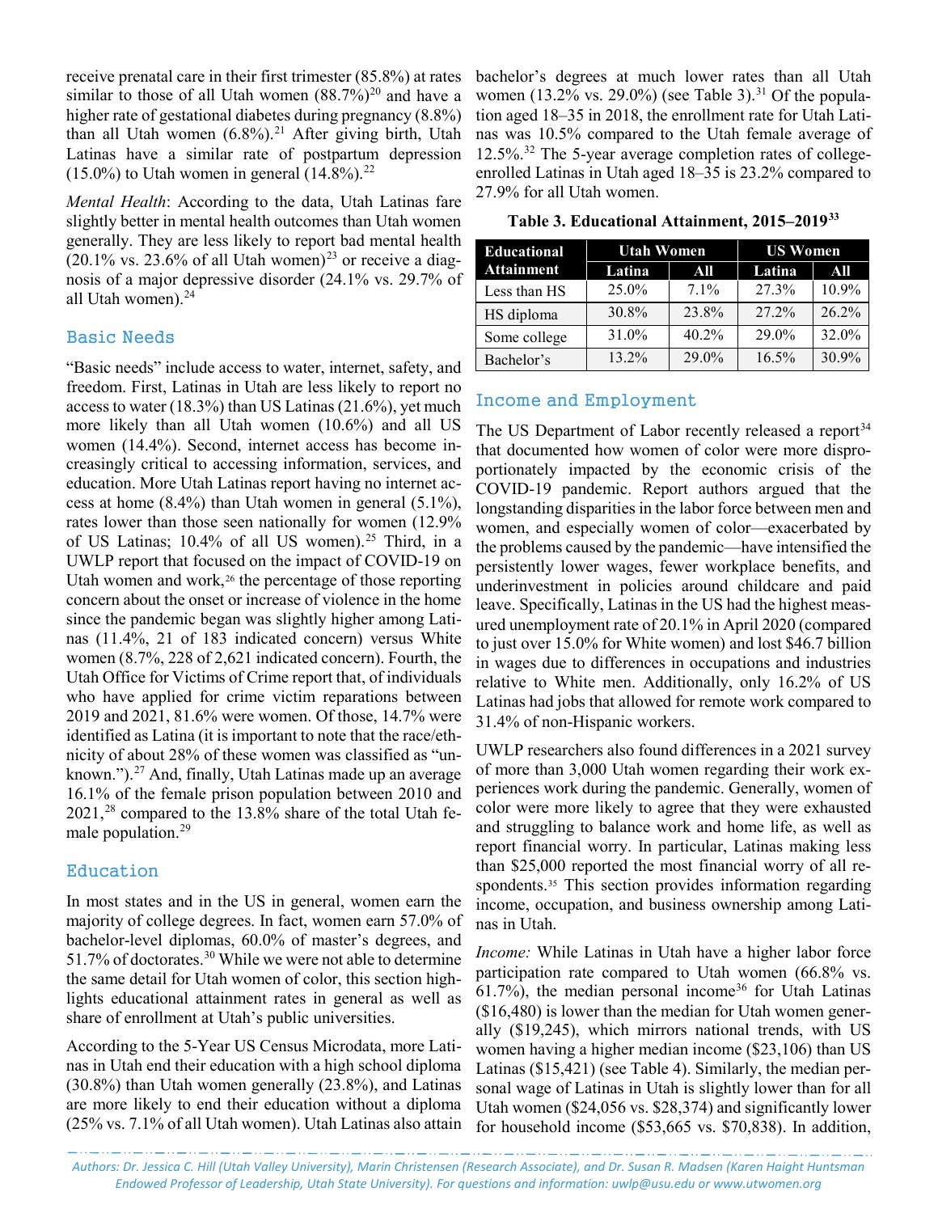receive prenatal care in their first trimester (85.8%) at rates similar to those of all Utah women (88.7%)[20] and have a higher rate of gestational diabetes during pregnancy (8.8%) than all Utah women (6.8%).[21] After giving birth, Utah Latinas have a similar rate of postpartum depression (15.0%) to Utah women in general (14.8%).[22]

*Mental Health*: According to the data, Utah Latinas fare slightly better in mental health outcomes than Utah women generally. They are less likely to report bad mental health (20.1% vs. 23.6% of all Utah women)[23] or receive a diagnosis of a major depressive disorder (24.1% vs. 29.7% of all Utah women).[24]

## Basic Needs

"Basic needs" include access to water, internet, safety, and freedom. First, Latinas in Utah are less likely to report no access to water (18.3%) than US Latinas (21.6%), yet much more likely than all Utah women (10.6%) and all US women (14.4%). Second, internet access has become increasingly critical to accessing information, services, and education. More Utah Latinas report having no internet access at home (8.4%) than Utah women in general (5.1%), rates lower than those seen nationally for women (12.9% of US Latinas; 10.4% of all US women).[25] Third, in a UWLP report that focused on the impact of COVID-19 on Utah women and work,[26] the percentage of those reporting concern about the onset or increase of violence in the home since the pandemic began was slightly higher among Latinas (11.4%, 21 of 183 indicated concern) versus White women (8.7%, 228 of 2,621 indicated concern). Fourth, the Utah Office for Victims of Crime report that, of individuals who have applied for crime victim reparations between 2019 and 2021, 81.6% were women. Of those, 14.7% were identified as Latina (it is important to note that the race/ethnicity of about 28% of these women was classified as "unknown.").[27] And, finally, Utah Latinas made up an average 16.1% of the female prison population between 2010 and 2021,[28] compared to the 13.8% share of the total Utah female population.[29]

## Education

In most states and in the US in general, women earn the majority of college degrees. In fact, women earn 57.0% of bachelor-level diplomas, 60.0% of master's degrees, and 51.7% of doctorates.[30] While we were not able to determine the same detail for Utah women of color, this section highlights educational attainment rates in general as well as share of enrollment at Utah's public universities.

According to the 5-Year US Census Microdata, more Latinas in Utah end their education with a high school diploma (30.8%) than Utah women generally (23.8%), and Latinas are more likely to end their education without a diploma (25% vs. 7.1% of all Utah women). Utah Latinas also attain bachelor's degrees at much lower rates than all Utah women (13.2% vs. 29.0%) (see Table 3).[31] Of the population aged 18–35 in 2018, the enrollment rate for Utah Latinas was 10.5% compared to the Utah female average of 12.5%.[32] The 5-year average completion rates of college-enrolled Latinas in Utah aged 18–35 is 23.2% compared to 27.9% for all Utah women.

**Table 3. Educational Attainment, 2015–2019[33]**

| Educational Attainment | Utah Women | | US Women | |
|---|---|---|---|---|
| | Latina | All | Latina | All |
| Less than HS | 25.0% | 7.1% | 27.3% | 10.9% |
| HS diploma | 30.8% | 23.8% | 27.2% | 26.2% |
| Some college | 31.0% | 40.2% | 29.0% | 32.0% |
| Bachelor's | 13.2% | 29.0% | 16.5% | 30.9% |

## Income and Employment

The US Department of Labor recently released a report[34] that documented how women of color were more disproportionately impacted by the economic crisis of the COVID-19 pandemic. Report authors argued that the longstanding disparities in the labor force between men and women, and especially women of color—exacerbated by the problems caused by the pandemic—have intensified the persistently lower wages, fewer workplace benefits, and underinvestment in policies around childcare and paid leave. Specifically, Latinas in the US had the highest measured unemployment rate of 20.1% in April 2020 (compared to just over 15.0% for White women) and lost $46.7 billion in wages due to differences in occupations and industries relative to White men. Additionally, only 16.2% of US Latinas had jobs that allowed for remote work compared to 31.4% of non-Hispanic workers.

UWLP researchers also found differences in a 2021 survey of more than 3,000 Utah women regarding their work experiences work during the pandemic. Generally, women of color were more likely to agree that they were exhausted and struggling to balance work and home life, as well as report financial worry. In particular, Latinas making less than $25,000 reported the most financial worry of all respondents.[35] This section provides information regarding income, occupation, and business ownership among Latinas in Utah.

*Income:* While Latinas in Utah have a higher labor force participation rate compared to Utah women (66.8% vs. 61.7%), the median personal income[36] for Utah Latinas ($16,480) is lower than the median for Utah women generally ($19,245), which mirrors national trends, with US women having a higher median income ($23,106) than US Latinas ($15,421) (see Table 4). Similarly, the median personal wage of Latinas in Utah is slightly lower than for all Utah women ($24,056 vs. $28,374) and significantly lower for household income ($53,665 vs. $70,838). In addition,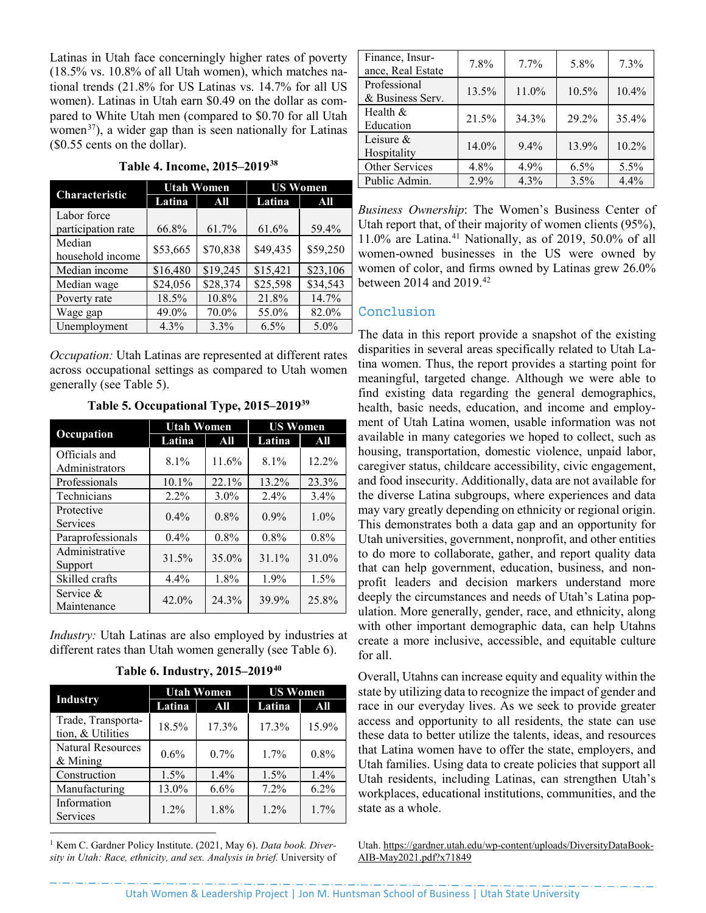Latinas in Utah face concerningly higher rates of poverty (18.5% vs. 10.8% of all Utah women), which matches national trends (21.8% for US Latinas vs. 14.7% for all US women). Latinas in Utah earn $0.49 on the dollar as compared to White Utah men (compared to $0.70 for all Utah women[37]), a wider gap than is seen nationally for Latinas ($0.55 cents on the dollar).

**Table 4. Income, 2015–2019[38]**

| Characteristic | Utah Women | | US Women | |
|---|---|---|---|---|
| | Latina | All | Latina | All |
| Labor force participation rate | 66.8% | 61.7% | 61.6% | 59.4% |
| Median household income | $53,665 | $70,838 | $49,435 | $59,250 |
| Median income | $16,480 | $19,245 | $15,421 | $23,106 |
| Median wage | $24,056 | $28,374 | $25,598 | $34,543 |
| Poverty rate | 18.5% | 10.8% | 21.8% | 14.7% |
| Wage gap | 49.0% | 70.0% | 55.0% | 82.0% |
| Unemployment | 4.3% | 3.3% | 6.5% | 5.0% |

*Occupation:* Utah Latinas are represented at different rates across occupational settings as compared to Utah women generally (see Table 5).

**Table 5. Occupational Type, 2015–2019[39]**

| Occupation | Utah Women | | US Women | |
|---|---|---|---|---|
| | Latina | All | Latina | All |
| Officials and Administrators | 8.1% | 11.6% | 8.1% | 12.2% |
| Professionals | 10.1% | 22.1% | 13.2% | 23.3% |
| Technicians | 2.2% | 3.0% | 2.4% | 3.4% |
| Protective Services | 0.4% | 0.8% | 0.9% | 1.0% |
| Paraprofessionals | 0.4% | 0.8% | 0.8% | 0.8% |
| Administrative Support | 31.5% | 35.0% | 31.1% | 31.0% |
| Skilled crafts | 4.4% | 1.8% | 1.9% | 1.5% |
| Service & Maintenance | 42.0% | 24.3% | 39.9% | 25.8% |

*Industry:* Utah Latinas are also employed by industries at different rates than Utah women generally (see Table 6).

**Table 6. Industry, 2015–2019[40]**

| Industry | Utah Women | | US Women | |
|---|---|---|---|---|
| | Latina | All | Latina | All |
| Trade, Transportation, & Utilities | 18.5% | 17.3% | 17.3% | 15.9% |
| Natural Resources & Mining | 0.6% | 0.7% | 1.7% | 0.8% |
| Construction | 1.5% | 1.4% | 1.5% | 1.4% |
| Manufacturing | 13.0% | 6.6% | 7.2% | 6.2% |
| Information Services | 1.2% | 1.8% | 1.2% | 1.7% |
| Finance, Insurance, Real Estate | 7.8% | 7.7% | 5.8% | 7.3% |
| Professional & Business Serv. | 13.5% | 11.0% | 10.5% | 10.4% |
| Health & Education | 21.5% | 34.3% | 29.2% | 35.4% |
| Leisure & Hospitality | 14.0% | 9.4% | 13.9% | 10.2% |
| Other Services | 4.8% | 4.9% | 6.5% | 5.5% |
| Public Admin. | 2.9% | 4.3% | 3.5% | 4.4% |

*Business Ownership*: The Women's Business Center of Utah report that, of their majority of women clients (95%), 11.0% are Latina.[41] Nationally, as of 2019, 50.0% of all women-owned businesses in the US were owned by women of color, and firms owned by Latinas grew 26.0% between 2014 and 2019.[42]

## Conclusion

The data in this report provide a snapshot of the existing disparities in several areas specifically related to Utah Latina women. Thus, the report provides a starting point for meaningful, targeted change. Although we were able to find existing data regarding the general demographics, health, basic needs, education, and income and employment of Utah Latina women, usable information was not available in many categories we hoped to collect, such as housing, transportation, domestic violence, unpaid labor, caregiver status, childcare accessibility, civic engagement, and food insecurity. Additionally, data are not available for the diverse Latina subgroups, where experiences and data may vary greatly depending on ethnicity or regional origin. This demonstrates both a data gap and an opportunity for Utah universities, government, nonprofit, and other entities to do more to collaborate, gather, and report quality data that can help government, education, business, and nonprofit leaders and decision markers understand more deeply the circumstances and needs of Utah's Latina population. More generally, gender, race, and ethnicity, along with other important demographic data, can help Utahns create a more inclusive, accessible, and equitable culture for all.

Overall, Utahns can increase equity and equality within the state by utilizing data to recognize the impact of gender and race in our everyday lives. As we seek to provide greater access and opportunity to all residents, the state can use these data to better utilize the talents, ideas, and resources that Latina women have to offer the state, employers, and Utah families. Using data to create policies that support all Utah residents, including Latinas, can strengthen Utah's workplaces, educational institutions, communities, and the state as a whole.

---

[1] Kem C. Gardner Policy Institute. (2021, May 6). *Data book. Diversity in Utah: Race, ethnicity, and sex. Analysis in brief.* University of Utah. https://gardner.utah.edu/wp-content/uploads/DiversityDataBook-AIB-May2021.pdf?x71849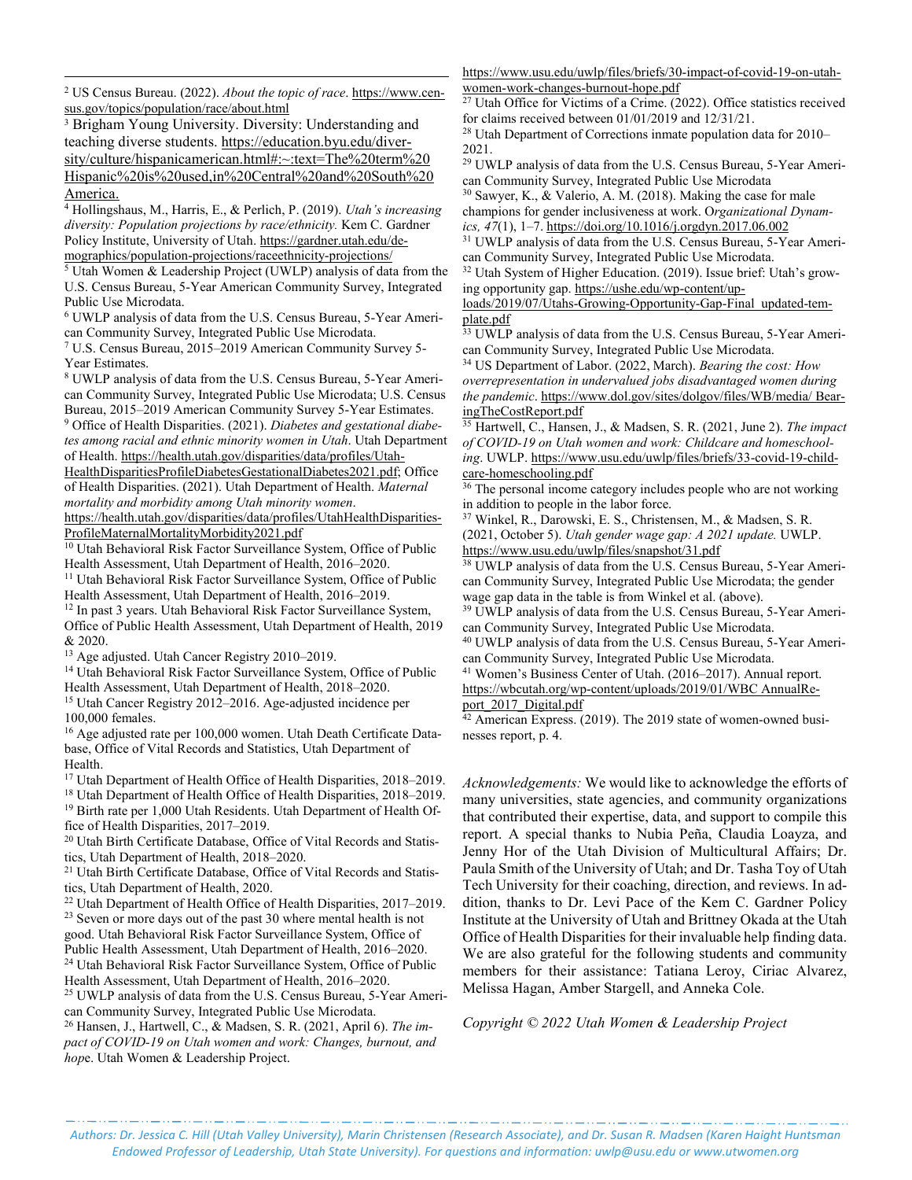[2] US Census Bureau. (2022). *About the topic of race*. https://www.census.gov/topics/population/race/about.html

[3] Brigham Young University. Diversity: Understanding and teaching diverse students. https://education.byu.edu/diversity/culture/hispanicamerican.html#:~:text=The%20term%20Hispanic%20is%20used,in%20Central%20and%20South%20America.

[4] Hollingshaus, M., Harris, E., & Perlich, P. (2019). *Utah's increasing diversity: Population projections by race/ethnicity.* Kem C. Gardner Policy Institute, University of Utah. https://gardner.utah.edu/demographics/population-projections/raceethnicity-projections/

[5] Utah Women & Leadership Project (UWLP) analysis of data from the U.S. Census Bureau, 5-Year American Community Survey, Integrated Public Use Microdata.

[6] UWLP analysis of data from the U.S. Census Bureau, 5-Year American Community Survey, Integrated Public Use Microdata.

[7] U.S. Census Bureau, 2015–2019 American Community Survey 5-Year Estimates.

[8] UWLP analysis of data from the U.S. Census Bureau, 5-Year American Community Survey, Integrated Public Use Microdata; U.S. Census Bureau, 2015–2019 American Community Survey 5-Year Estimates.

[9] Office of Health Disparities. (2021). *Diabetes and gestational diabetes among racial and ethnic minority women in Utah*. Utah Department of Health. https://health.utah.gov/disparities/data/profiles/UtahHealthDisparitiesProfileDiabetesGestationalDiabetes2021.pdf; Office of Health Disparities. (2021). Utah Department of Health. *Maternal mortality and morbidity among Utah minority women*. https://health.utah.gov/disparities/data/profiles/UtahHealthDisparitiesProfileMaternalMortalityMorbidity2021.pdf

[10] Utah Behavioral Risk Factor Surveillance System, Office of Public Health Assessment, Utah Department of Health, 2016–2020.

[11] Utah Behavioral Risk Factor Surveillance System, Office of Public Health Assessment, Utah Department of Health, 2016–2019.

[12] In past 3 years. Utah Behavioral Risk Factor Surveillance System, Office of Public Health Assessment, Utah Department of Health, 2019 & 2020.

[13] Age adjusted. Utah Cancer Registry 2010–2019.

[14] Utah Behavioral Risk Factor Surveillance System, Office of Public Health Assessment, Utah Department of Health, 2018–2020.

[15] Utah Cancer Registry 2012–2016. Age-adjusted incidence per 100,000 females.

[16] Age adjusted rate per 100,000 women. Utah Death Certificate Database, Office of Vital Records and Statistics, Utah Department of Health.

[17] Utah Department of Health Office of Health Disparities, 2018–2019.

[18] Utah Department of Health Office of Health Disparities, 2018–2019.

[19] Birth rate per 1,000 Utah Residents. Utah Department of Health Office of Health Disparities, 2017–2019.

[20] Utah Birth Certificate Database, Office of Vital Records and Statistics, Utah Department of Health, 2018–2020.

[21] Utah Birth Certificate Database, Office of Vital Records and Statistics, Utah Department of Health, 2020.

[22] Utah Department of Health Office of Health Disparities, 2017–2019.

[23] Seven or more days out of the past 30 where mental health is not good. Utah Behavioral Risk Factor Surveillance System, Office of Public Health Assessment, Utah Department of Health, 2016–2020.

[24] Utah Behavioral Risk Factor Surveillance System, Office of Public Health Assessment, Utah Department of Health, 2016–2020.

[25] UWLP analysis of data from the U.S. Census Bureau, 5-Year American Community Survey, Integrated Public Use Microdata.

[26] Hansen, J., Hartwell, C., & Madsen, S. R. (2021, April 6). *The impact of COVID-19 on Utah women and work: Changes, burnout, and hope*. Utah Women & Leadership Project. https://www.usu.edu/uwlp/files/briefs/30-impact-of-covid-19-on-utah-women-work-changes-burnout-hope.pdf

[27] Utah Office for Victims of a Crime. (2022). Office statistics received for claims received between 01/01/2019 and 12/31/21.

[28] Utah Department of Corrections inmate population data for 2010–2021.

[29] UWLP analysis of data from the U.S. Census Bureau, 5-Year American Community Survey, Integrated Public Use Microdata

[30] Sawyer, K., & Valerio, A. M. (2018). Making the case for male champions for gender inclusiveness at work. *Organizational Dynamics, 47*(1), 1–7. https://doi.org/10.1016/j.orgdyn.2017.06.002

[31] UWLP analysis of data from the U.S. Census Bureau, 5-Year American Community Survey, Integrated Public Use Microdata.

[32] Utah System of Higher Education. (2019). Issue brief: Utah's growing opportunity gap. https://ushe.edu/wp-content/uploads/2019/07/Utahs-Growing-Opportunity-Gap-Final_updated-template.pdf

[33] UWLP analysis of data from the U.S. Census Bureau, 5-Year American Community Survey, Integrated Public Use Microdata.

[34] US Department of Labor. (2022, March). *Bearing the cost: How overrepresentation in undervalued jobs disadvantaged women during the pandemic*. https://www.dol.gov/sites/dolgov/files/WB/media/ BearingTheCostReport.pdf

[35] Hartwell, C., Hansen, J., & Madsen, S. R. (2021, June 2). *The impact of COVID-19 on Utah women and work: Childcare and homeschooling*. UWLP. https://www.usu.edu/uwlp/files/briefs/33-covid-19-childcare-homeschooling.pdf

[36] The personal income category includes people who are not working in addition to people in the labor force.

[37] Winkel, R., Darowski, E. S., Christensen, M., & Madsen, S. R. (2021, October 5). *Utah gender wage gap: A 2021 update.* UWLP. https://www.usu.edu/uwlp/files/snapshot/31.pdf

[38] UWLP analysis of data from the U.S. Census Bureau, 5-Year American Community Survey, Integrated Public Use Microdata; the gender wage gap data in the table is from Winkel et al. (above).

[39] UWLP analysis of data from the U.S. Census Bureau, 5-Year American Community Survey, Integrated Public Use Microdata.

[40] UWLP analysis of data from the U.S. Census Bureau, 5-Year American Community Survey, Integrated Public Use Microdata.

[41] Women's Business Center of Utah. (2016–2017). Annual report. https://wbcutah.org/wp-content/uploads/2019/01/WBC AnnualReport_2017_Digital.pdf

[42] American Express. (2019). The 2019 state of women-owned businesses report, p. 4.

*Acknowledgements:* We would like to acknowledge the efforts of many universities, state agencies, and community organizations that contributed their expertise, data, and support to compile this report. A special thanks to Nubia Peña, Claudia Loayza, and Jenny Hor of the Utah Division of Multicultural Affairs; Dr. Paula Smith of the University of Utah; and Dr. Tasha Toy of Utah Tech University for their coaching, direction, and reviews. In addition, thanks to Dr. Levi Pace of the Kem C. Gardner Policy Institute at the University of Utah and Brittney Okada at the Utah Office of Health Disparities for their invaluable help finding data. We are also grateful for the following students and community members for their assistance: Tatiana Leroy, Ciriac Alvarez, Melissa Hagan, Amber Stargell, and Anneka Cole.

*Copyright © 2022 Utah Women & Leadership Project*

*Authors: Dr. Jessica C. Hill (Utah Valley University), Marin Christensen (Research Associate), and Dr. Susan R. Madsen (Karen Haight Huntsman Endowed Professor of Leadership, Utah State University). For questions and information: uwlp@usu.edu or www.utwomen.org*